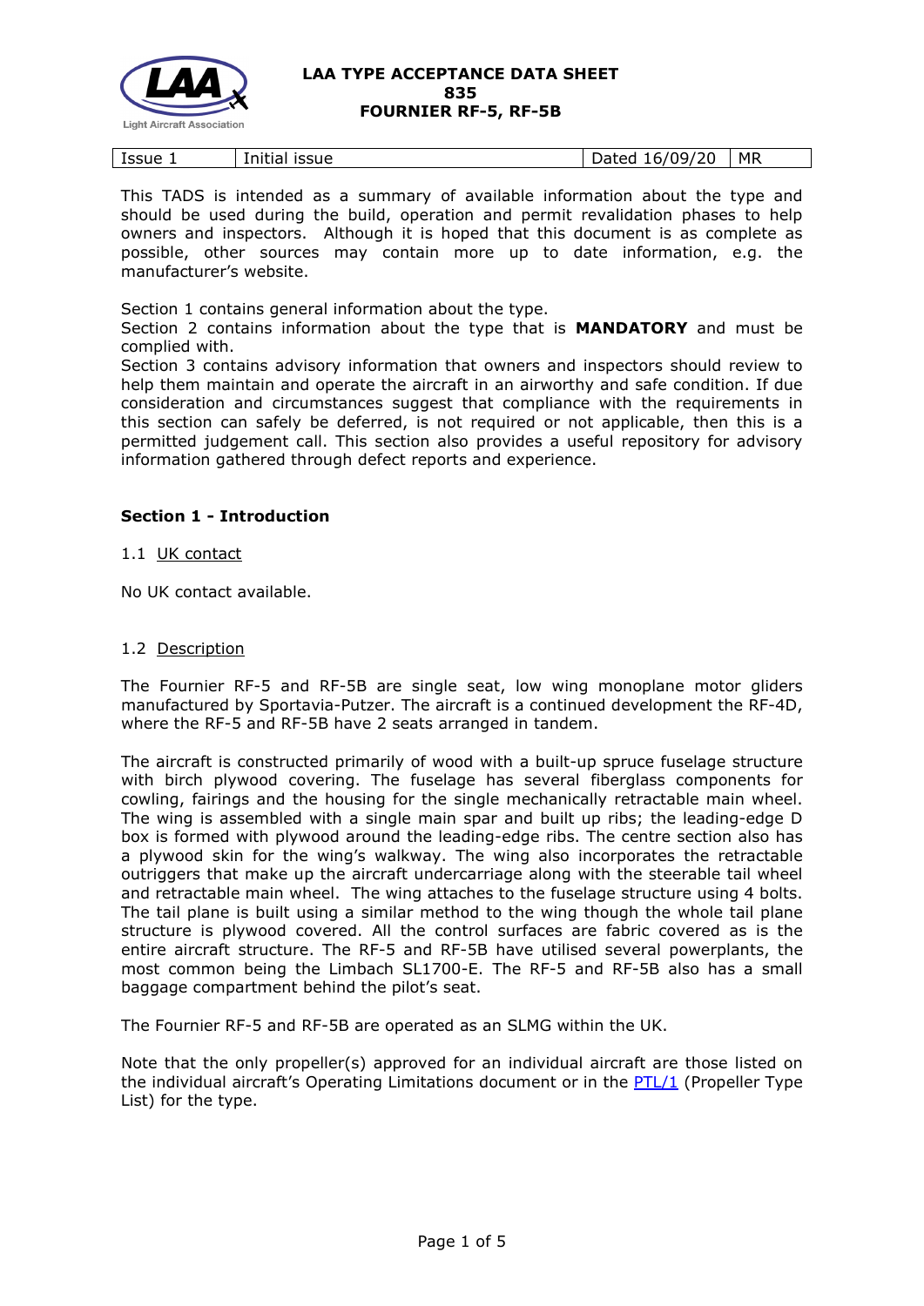# LAA TYPE ACCEPTANCE DATA SHEET
# 835
# FOURNIER RF-5, RF-5B

| | | | |
|---|---|---|---|
| Issue 1 | Initial issue | Dated 16/09/20 | MR |

This TADS is intended as a summary of available information about the type and should be used during the build, operation and permit revalidation phases to help owners and inspectors. Although it is hoped that this document is as complete as possible, other sources may contain more up to date information, e.g. the manufacturer's website.

Section 1 contains general information about the type.
Section 2 contains information about the type that is **MANDATORY** and must be complied with.
Section 3 contains advisory information that owners and inspectors should review to help them maintain and operate the aircraft in an airworthy and safe condition. If due consideration and circumstances suggest that compliance with the requirements in this section can safely be deferred, is not required or not applicable, then this is a permitted judgement call. This section also provides a useful repository for advisory information gathered through defect reports and experience.

## Section 1 - Introduction

1.1 UK contact

No UK contact available.

1.2 Description

The Fournier RF-5 and RF-5B are single seat, low wing monoplane motor gliders manufactured by Sportavia-Putzer. The aircraft is a continued development the RF-4D, where the RF-5 and RF-5B have 2 seats arranged in tandem.

The aircraft is constructed primarily of wood with a built-up spruce fuselage structure with birch plywood covering. The fuselage has several fiberglass components for cowling, fairings and the housing for the single mechanically retractable main wheel. The wing is assembled with a single main spar and built up ribs; the leading-edge D box is formed with plywood around the leading-edge ribs. The centre section also has a plywood skin for the wing's walkway. The wing also incorporates the retractable outriggers that make up the aircraft undercarriage along with the steerable tail wheel and retractable main wheel. The wing attaches to the fuselage structure using 4 bolts. The tail plane is built using a similar method to the wing though the whole tail plane structure is plywood covered. All the control surfaces are fabric covered as is the entire aircraft structure. The RF-5 and RF-5B have utilised several powerplants, the most common being the Limbach SL1700-E. The RF-5 and RF-5B also has a small baggage compartment behind the pilot's seat.

The Fournier RF-5 and RF-5B are operated as an SLMG within the UK.

Note that the only propeller(s) approved for an individual aircraft are those listed on the individual aircraft's Operating Limitations document or in the PTL/1 (Propeller Type List) for the type.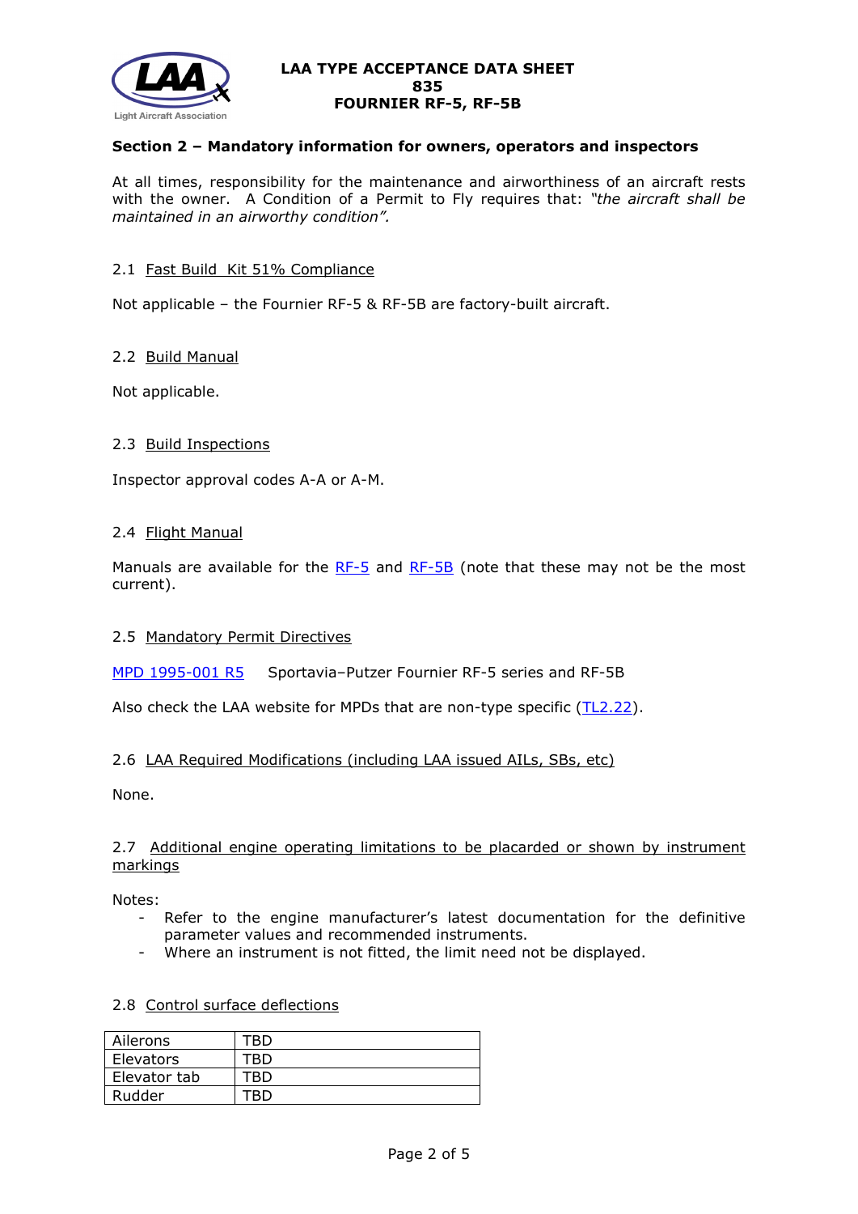## Section 2 – Mandatory information for owners, operators and inspectors

At all times, responsibility for the maintenance and airworthiness of an aircraft rests with the owner. A Condition of a Permit to Fly requires that: *"the aircraft shall be maintained in an airworthy condition".*

### 2.1 Fast Build Kit 51% Compliance

Not applicable – the Fournier RF-5 & RF-5B are factory-built aircraft.

### 2.2 Build Manual

Not applicable.

### 2.3 Build Inspections

Inspector approval codes A-A or A-M.

### 2.4 Flight Manual

Manuals are available for the RF-5 and RF-5B (note that these may not be the most current).

### 2.5 Mandatory Permit Directives

MPD 1995-001 R5 Sportavia–Putzer Fournier RF-5 series and RF-5B

Also check the LAA website for MPDs that are non-type specific (TL2.22).

### 2.6 LAA Required Modifications (including LAA issued AILs, SBs, etc)

None.

### 2.7 Additional engine operating limitations to be placarded or shown by instrument markings

Notes:

- Refer to the engine manufacturer's latest documentation for the definitive parameter values and recommended instruments.
- Where an instrument is not fitted, the limit need not be displayed.

### 2.8 Control surface deflections

| | |
|---|---|
| Ailerons | TBD |
| Elevators | TBD |
| Elevator tab | TBD |
| Rudder | TBD |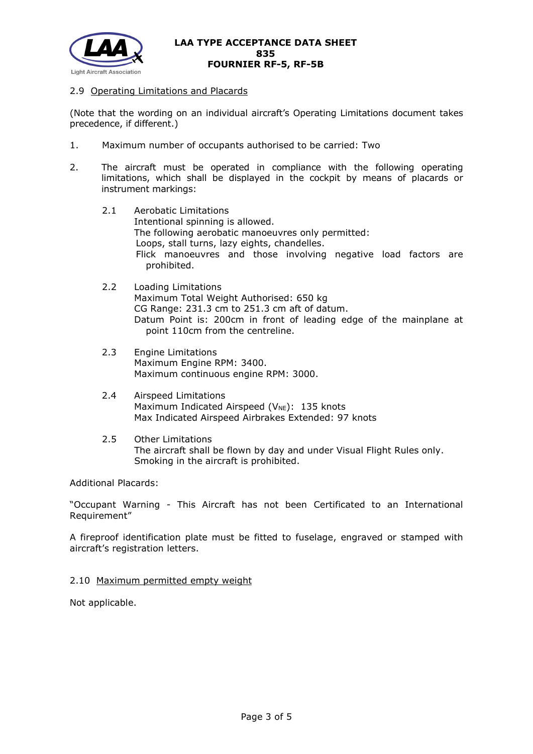## 2.9 Operating Limitations and Placards

(Note that the wording on an individual aircraft's Operating Limitations document takes precedence, if different.)

1. Maximum number of occupants authorised to be carried: Two

2. The aircraft must be operated in compliance with the following operating limitations, which shall be displayed in the cockpit by means of placards or instrument markings:

   2.1 Aerobatic Limitations
   Intentional spinning is allowed.
   The following aerobatic manoeuvres only permitted:
   Loops, stall turns, lazy eights, chandelles.
   Flick manoeuvres and those involving negative load factors are prohibited.

   2.2 Loading Limitations
   Maximum Total Weight Authorised: 650 kg
   CG Range: 231.3 cm to 251.3 cm aft of datum.
   Datum Point is: 200cm in front of leading edge of the mainplane at point 110cm from the centreline.

   2.3 Engine Limitations
   Maximum Engine RPM: 3400.
   Maximum continuous engine RPM: 3000.

   2.4 Airspeed Limitations
   Maximum Indicated Airspeed ($V_{NE}$): 135 knots
   Max Indicated Airspeed Airbrakes Extended: 97 knots

   2.5 Other Limitations
   The aircraft shall be flown by day and under Visual Flight Rules only.
   Smoking in the aircraft is prohibited.

Additional Placards:

"Occupant Warning - This Aircraft has not been Certificated to an International Requirement"

A fireproof identification plate must be fitted to fuselage, engraved or stamped with aircraft's registration letters.

## 2.10 Maximum permitted empty weight

Not applicable.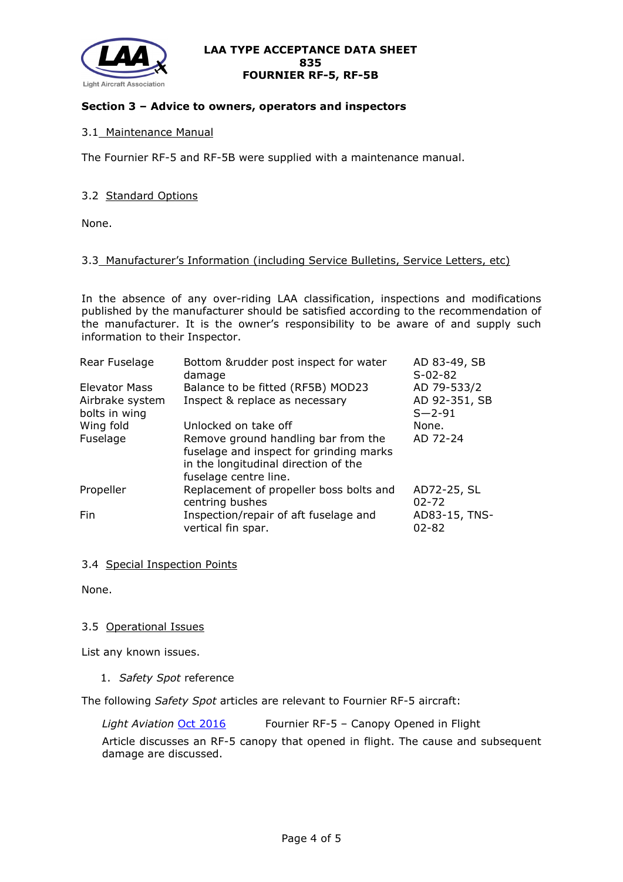## Section 3 – Advice to owners, operators and inspectors

### 3.1 Maintenance Manual

The Fournier RF-5 and RF-5B were supplied with a maintenance manual.

### 3.2 Standard Options

None.

### 3.3 Manufacturer's Information (including Service Bulletins, Service Letters, etc)

In the absence of any over-riding LAA classification, inspections and modifications published by the manufacturer should be satisfied according to the recommendation of the manufacturer. It is the owner's responsibility to be aware of and supply such information to their Inspector.

| | | |
|---|---|---|
| Rear Fuselage | Bottom &rudder post inspect for water damage | AD 83-49, SB S-02-82 |
| Elevator Mass | Balance to be fitted (RF5B) MOD23 | AD 79-533/2 |
| Airbrake system bolts in wing | Inspect & replace as necessary | AD 92-351, SB S—2-91 |
| Wing fold | Unlocked on take off | None. |
| Fuselage | Remove ground handling bar from the fuselage and inspect for grinding marks in the longitudinal direction of the fuselage centre line. | AD 72-24 |
| Propeller | Replacement of propeller boss bolts and centring bushes | AD72-25, SL 02-72 |
| Fin | Inspection/repair of aft fuselage and vertical fin spar. | AD83-15, TNS-02-82 |

### 3.4 Special Inspection Points

None.

### 3.5 Operational Issues

List any known issues.

1. *Safety Spot* reference

The following *Safety Spot* articles are relevant to Fournier RF-5 aircraft:

*Light Aviation* Oct 2016 Fournier RF-5 – Canopy Opened in Flight

Article discusses an RF-5 canopy that opened in flight. The cause and subsequent damage are discussed.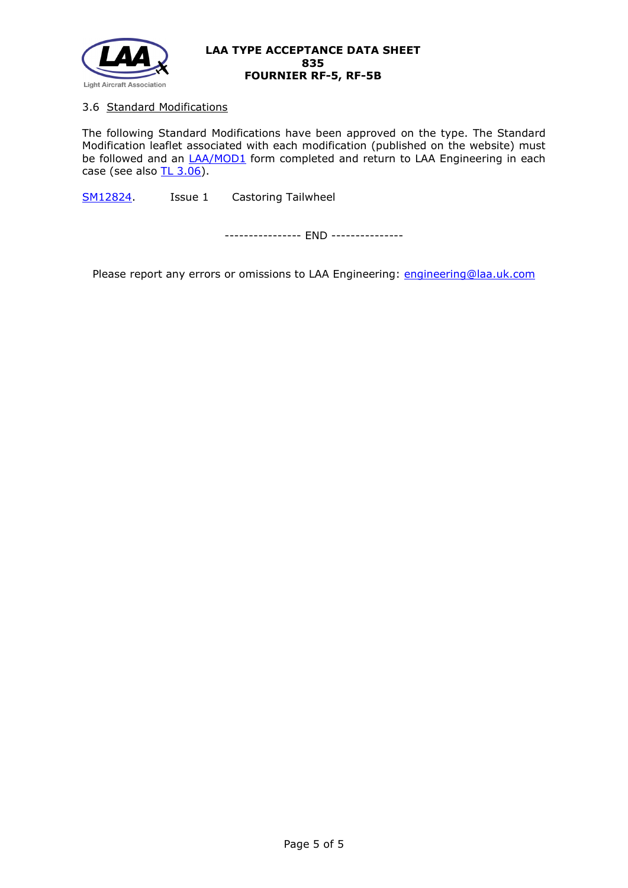### 3.6 Standard Modifications

The following Standard Modifications have been approved on the type. The Standard Modification leaflet associated with each modification (published on the website) must be followed and an LAA/MOD1 form completed and return to LAA Engineering in each case (see also TL 3.06).

SM12824. Issue 1 Castoring Tailwheel

---------------- END ---------------

Please report any errors or omissions to LAA Engineering: engineering@laa.uk.com